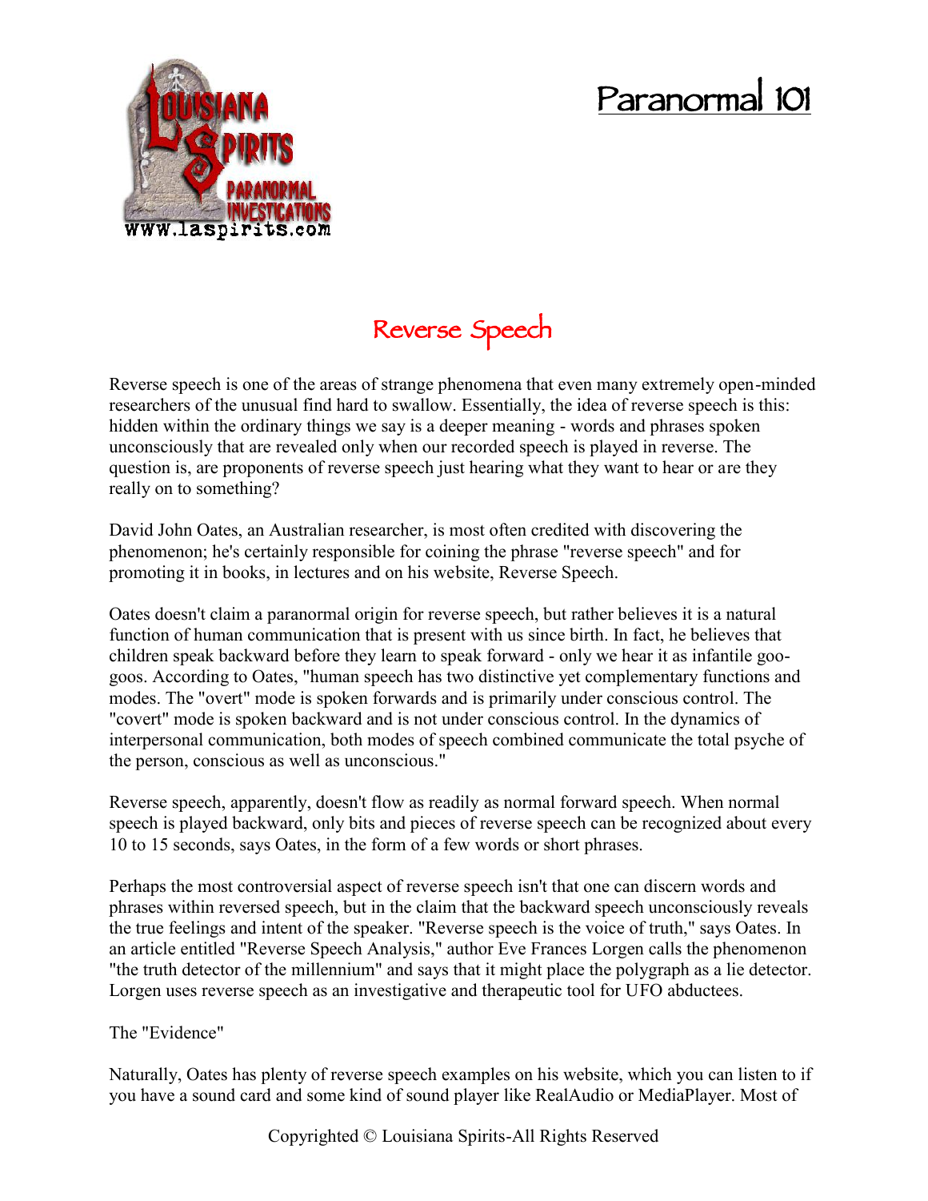# Paranormal 101

## Reverse Speech

Reverse speech is one of the areas of strange phenomena that even many extremely open-minded researchers of the unusual find hard to swallow. Essentially, the idea of reverse speech is this: hidden within the ordinary things we say is a deeper meaning - words and phrases spoken unconsciously that are revealed only when our recorded speech is played in reverse. The question is, are proponents of reverse speech just hearing what they want to hear or are they really on to something?

David John Oates, an Australian researcher, is most often credited with discovering the phenomenon; he's certainly responsible for coining the phrase "reverse speech" and for promoting it in books, in lectures and on his website, Reverse Speech.

Oates doesn't claim a paranormal origin for reverse speech, but rather believes it is a natural function of human communication that is present with us since birth. In fact, he believes that children speak backward before they learn to speak forward - only we hear it as infantile goo-goos. According to Oates, "human speech has two distinctive yet complementary functions and modes. The "overt" mode is spoken forwards and is primarily under conscious control. The "covert" mode is spoken backward and is not under conscious control. In the dynamics of interpersonal communication, both modes of speech combined communicate the total psyche of the person, conscious as well as unconscious."

Reverse speech, apparently, doesn't flow as readily as normal forward speech. When normal speech is played backward, only bits and pieces of reverse speech can be recognized about every 10 to 15 seconds, says Oates, in the form of a few words or short phrases.

Perhaps the most controversial aspect of reverse speech isn't that one can discern words and phrases within reversed speech, but in the claim that the backward speech unconsciously reveals the true feelings and intent of the speaker. "Reverse speech is the voice of truth," says Oates. In an article entitled "Reverse Speech Analysis," author Eve Frances Lorgen calls the phenomenon "the truth detector of the millennium" and says that it might place the polygraph as a lie detector. Lorgen uses reverse speech as an investigative and therapeutic tool for UFO abductees.

The "Evidence"

Naturally, Oates has plenty of reverse speech examples on his website, which you can listen to if you have a sound card and some kind of sound player like RealAudio or MediaPlayer. Most of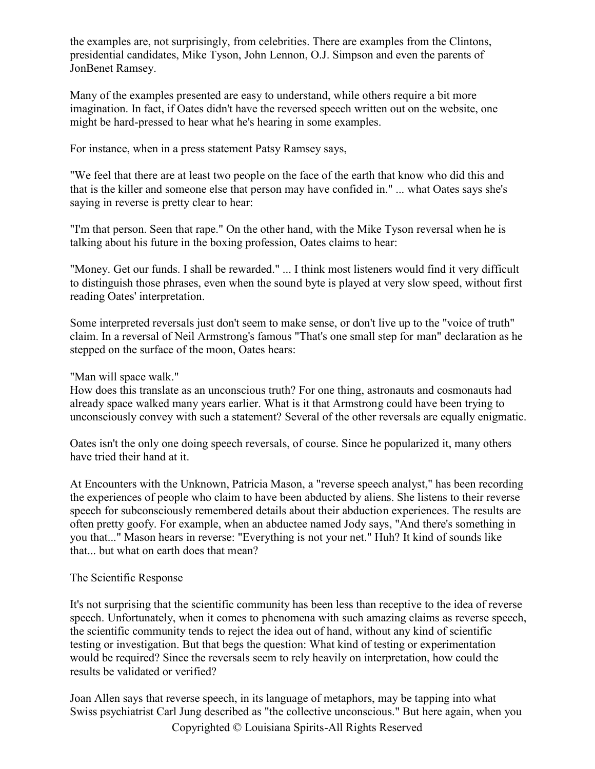the examples are, not surprisingly, from celebrities. There are examples from the Clintons, presidential candidates, Mike Tyson, John Lennon, O.J. Simpson and even the parents of JonBenet Ramsey.

Many of the examples presented are easy to understand, while others require a bit more imagination. In fact, if Oates didn't have the reversed speech written out on the website, one might be hard-pressed to hear what he's hearing in some examples.

For instance, when in a press statement Patsy Ramsey says,

"We feel that there are at least two people on the face of the earth that know who did this and that is the killer and someone else that person may have confided in." ... what Oates says she's saying in reverse is pretty clear to hear:

"I'm that person. Seen that rape." On the other hand, with the Mike Tyson reversal when he is talking about his future in the boxing profession, Oates claims to hear:

"Money. Get our funds. I shall be rewarded." ... I think most listeners would find it very difficult to distinguish those phrases, even when the sound byte is played at very slow speed, without first reading Oates' interpretation.

Some interpreted reversals just don't seem to make sense, or don't live up to the "voice of truth" claim. In a reversal of Neil Armstrong's famous "That's one small step for man" declaration as he stepped on the surface of the moon, Oates hears:

"Man will space walk."
How does this translate as an unconscious truth? For one thing, astronauts and cosmonauts had already space walked many years earlier. What is it that Armstrong could have been trying to unconsciously convey with such a statement? Several of the other reversals are equally enigmatic.

Oates isn't the only one doing speech reversals, of course. Since he popularized it, many others have tried their hand at it.

At Encounters with the Unknown, Patricia Mason, a "reverse speech analyst," has been recording the experiences of people who claim to have been abducted by aliens. She listens to their reverse speech for subconsciously remembered details about their abduction experiences. The results are often pretty goofy. For example, when an abductee named Jody says, "And there's something in you that..." Mason hears in reverse: "Everything is not your net." Huh? It kind of sounds like that... but what on earth does that mean?

## The Scientific Response

It's not surprising that the scientific community has been less than receptive to the idea of reverse speech. Unfortunately, when it comes to phenomena with such amazing claims as reverse speech, the scientific community tends to reject the idea out of hand, without any kind of scientific testing or investigation. But that begs the question: What kind of testing or experimentation would be required? Since the reversals seem to rely heavily on interpretation, how could the results be validated or verified?

Joan Allen says that reverse speech, in its language of metaphors, may be tapping into what Swiss psychiatrist Carl Jung described as "the collective unconscious." But here again, when you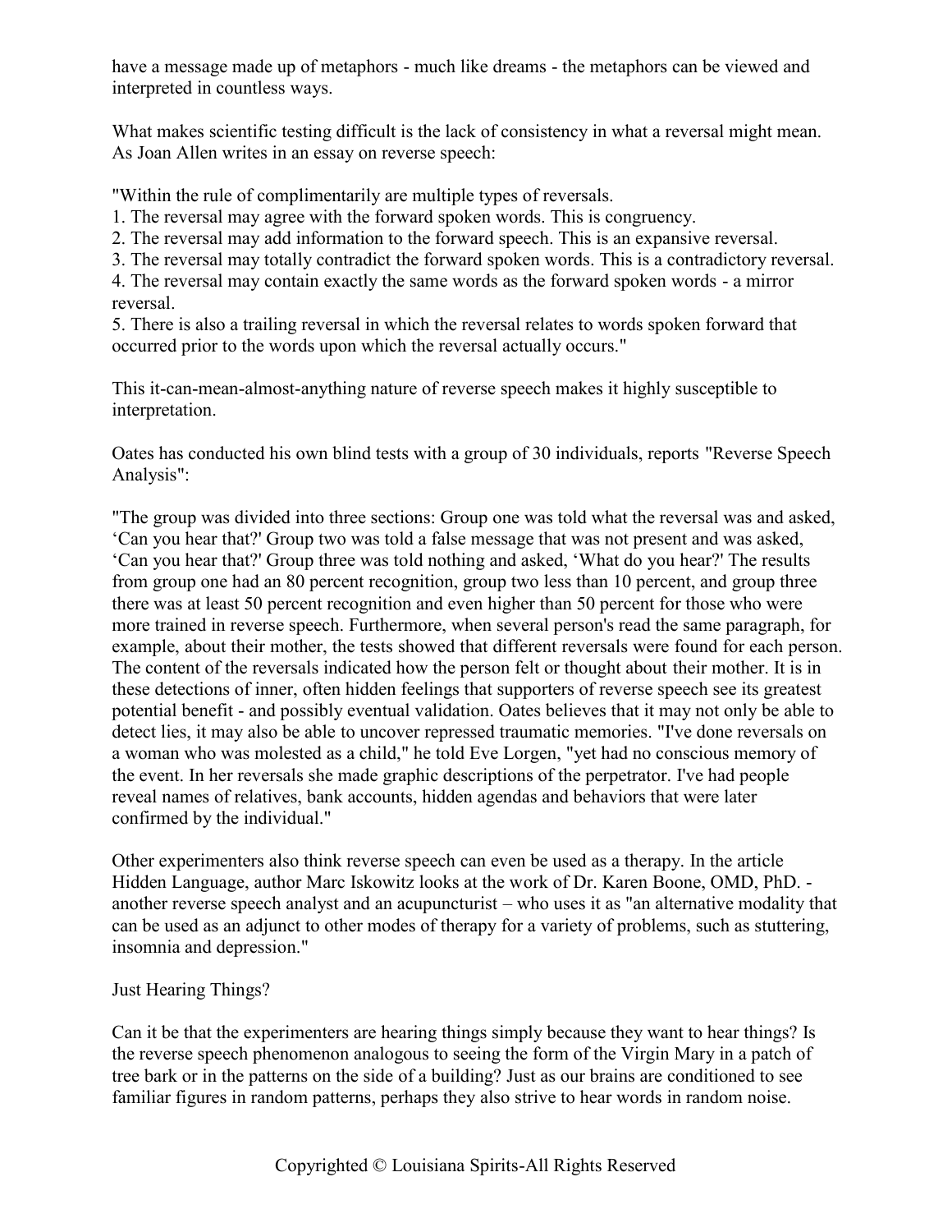have a message made up of metaphors - much like dreams - the metaphors can be viewed and interpreted in countless ways.

What makes scientific testing difficult is the lack of consistency in what a reversal might mean. As Joan Allen writes in an essay on reverse speech:

"Within the rule of complimentarily are multiple types of reversals.
1. The reversal may agree with the forward spoken words. This is congruency.
2. The reversal may add information to the forward speech. This is an expansive reversal.
3. The reversal may totally contradict the forward spoken words. This is a contradictory reversal.
4. The reversal may contain exactly the same words as the forward spoken words - a mirror reversal.
5. There is also a trailing reversal in which the reversal relates to words spoken forward that occurred prior to the words upon which the reversal actually occurs."

This it-can-mean-almost-anything nature of reverse speech makes it highly susceptible to interpretation.

Oates has conducted his own blind tests with a group of 30 individuals, reports "Reverse Speech Analysis":

"The group was divided into three sections: Group one was told what the reversal was and asked, 'Can you hear that?' Group two was told a false message that was not present and was asked, 'Can you hear that?' Group three was told nothing and asked, 'What do you hear?' The results from group one had an 80 percent recognition, group two less than 10 percent, and group three there was at least 50 percent recognition and even higher than 50 percent for those who were more trained in reverse speech. Furthermore, when several person's read the same paragraph, for example, about their mother, the tests showed that different reversals were found for each person. The content of the reversals indicated how the person felt or thought about their mother. It is in these detections of inner, often hidden feelings that supporters of reverse speech see its greatest potential benefit - and possibly eventual validation. Oates believes that it may not only be able to detect lies, it may also be able to uncover repressed traumatic memories. "I've done reversals on a woman who was molested as a child," he told Eve Lorgen, "yet had no conscious memory of the event. In her reversals she made graphic descriptions of the perpetrator. I've had people reveal names of relatives, bank accounts, hidden agendas and behaviors that were later confirmed by the individual."

Other experimenters also think reverse speech can even be used as a therapy. In the article Hidden Language, author Marc Iskowitz looks at the work of Dr. Karen Boone, OMD, PhD. - another reverse speech analyst and an acupuncturist – who uses it as "an alternative modality that can be used as an adjunct to other modes of therapy for a variety of problems, such as stuttering, insomnia and depression."

## Just Hearing Things?

Can it be that the experimenters are hearing things simply because they want to hear things? Is the reverse speech phenomenon analogous to seeing the form of the Virgin Mary in a patch of tree bark or in the patterns on the side of a building? Just as our brains are conditioned to see familiar figures in random patterns, perhaps they also strive to hear words in random noise.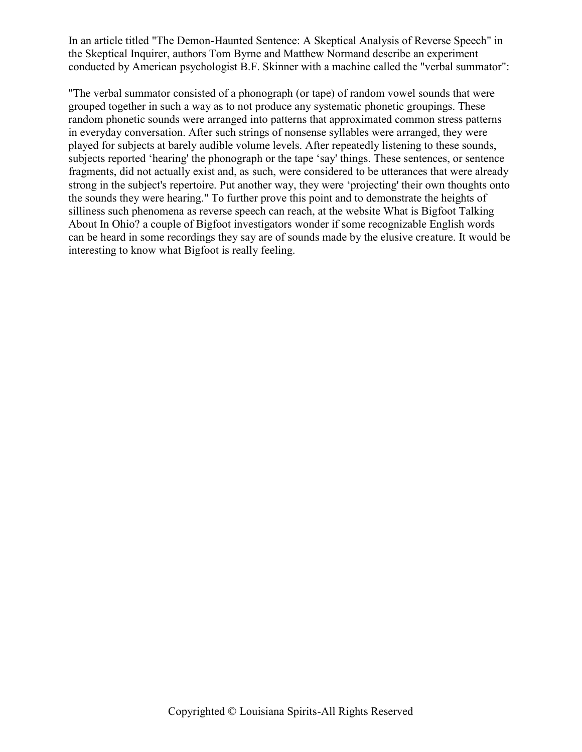In an article titled "The Demon-Haunted Sentence: A Skeptical Analysis of Reverse Speech" in the Skeptical Inquirer, authors Tom Byrne and Matthew Normand describe an experiment conducted by American psychologist B.F. Skinner with a machine called the "verbal summator":

"The verbal summator consisted of a phonograph (or tape) of random vowel sounds that were grouped together in such a way as to not produce any systematic phonetic groupings. These random phonetic sounds were arranged into patterns that approximated common stress patterns in everyday conversation. After such strings of nonsense syllables were arranged, they were played for subjects at barely audible volume levels. After repeatedly listening to these sounds, subjects reported 'hearing' the phonograph or the tape 'say' things. These sentences, or sentence fragments, did not actually exist and, as such, were considered to be utterances that were already strong in the subject's repertoire. Put another way, they were 'projecting' their own thoughts onto the sounds they were hearing." To further prove this point and to demonstrate the heights of silliness such phenomena as reverse speech can reach, at the website What is Bigfoot Talking About In Ohio? a couple of Bigfoot investigators wonder if some recognizable English words can be heard in some recordings they say are of sounds made by the elusive creature. It would be interesting to know what Bigfoot is really feeling.

Copyrighted © Louisiana Spirits-All Rights Reserved